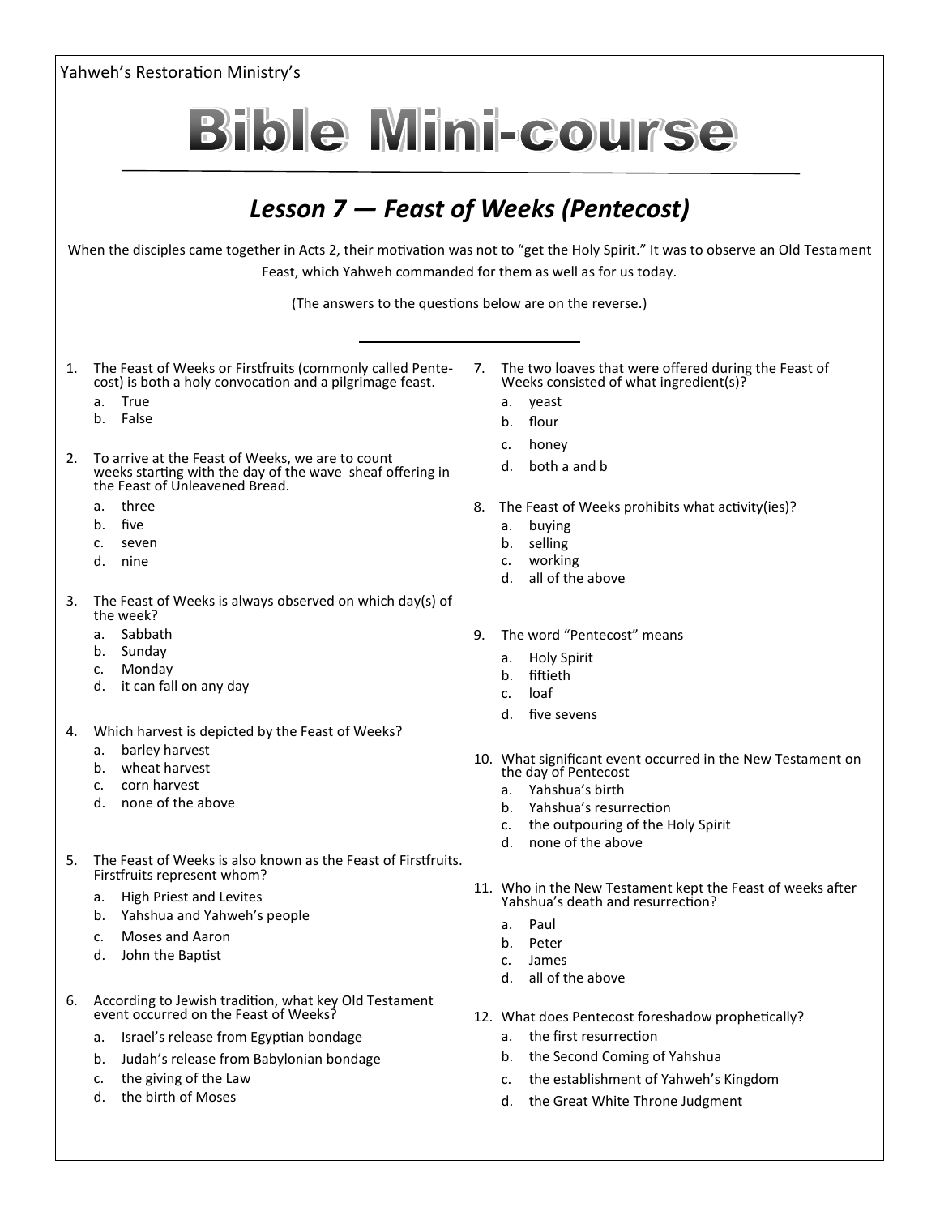Yahweh's Restoration Ministry's

# Bible Mini-course

## *Lesson 7 — Feast of Weeks (Pentecost)*

When the disciples came together in Acts 2, their motivation was not to "get the Holy Spirit." It was to observe an Old Testament Feast, which Yahweh commanded for them as well as for us today.

(The answers to the questions below are on the reverse.)

---

1. The Feast of Weeks or Firstfruits (commonly called Pentecost) is both a holy convocation and a pilgrimage feast.
   a. True
   b. False

2. To arrive at the Feast of Weeks, we are to count ____ weeks starting with the day of the wave sheaf offering in the Feast of Unleavened Bread.
   a. three
   b. five
   c. seven
   d. nine

3. The Feast of Weeks is always observed on which day(s) of the week?
   a. Sabbath
   b. Sunday
   c. Monday
   d. it can fall on any day

4. Which harvest is depicted by the Feast of Weeks?
   a. barley harvest
   b. wheat harvest
   c. corn harvest
   d. none of the above

5. The Feast of Weeks is also known as the Feast of Firstfruits. Firstfruits represent whom?
   a. High Priest and Levites
   b. Yahshua and Yahweh's people
   c. Moses and Aaron
   d. John the Baptist

6. According to Jewish tradition, what key Old Testament event occurred on the Feast of Weeks?
   a. Israel's release from Egyptian bondage
   b. Judah's release from Babylonian bondage
   c. the giving of the Law
   d. the birth of Moses

7. The two loaves that were offered during the Feast of Weeks consisted of what ingredient(s)?
   a. yeast
   b. flour
   c. honey
   d. both a and b

8. The Feast of Weeks prohibits what activity(ies)?
   a. buying
   b. selling
   c. working
   d. all of the above

9. The word "Pentecost" means
   a. Holy Spirit
   b. fiftieth
   c. loaf
   d. five sevens

10. What significant event occurred in the New Testament on the day of Pentecost
    a. Yahshua's birth
    b. Yahshua's resurrection
    c. the outpouring of the Holy Spirit
    d. none of the above

11. Who in the New Testament kept the Feast of weeks after Yahshua's death and resurrection?
    a. Paul
    b. Peter
    c. James
    d. all of the above

12. What does Pentecost foreshadow prophetically?
    a. the first resurrection
    b. the Second Coming of Yahshua
    c. the establishment of Yahweh's Kingdom
    d. the Great White Throne Judgment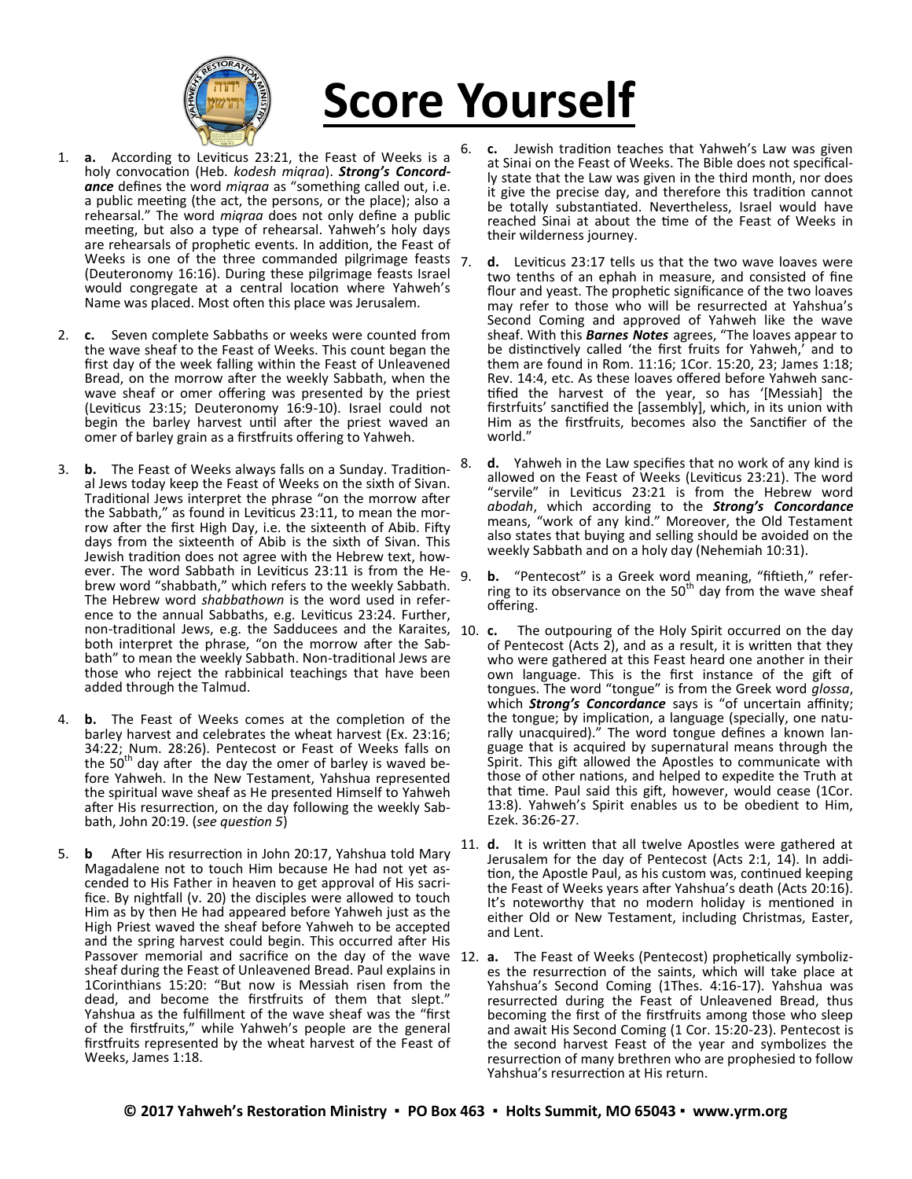# Score Yourself

1. **a.** According to Leviticus 23:21, the Feast of Weeks is a holy convocation (Heb. *kodesh miqraa*). ***Strong's Concordance*** defines the word *miqraa* as "something called out, i.e. a public meeting (the act, the persons, or the place); also a rehearsal." The word *miqraa* does not only define a public meeting, but also a type of rehearsal. Yahweh's holy days are rehearsals of prophetic events. In addition, the Feast of Weeks is one of the three commanded pilgrimage feasts (Deuteronomy 16:16). During these pilgrimage feasts Israel would congregate at a central location where Yahweh's Name was placed. Most often this place was Jerusalem.

2. **c.** Seven complete Sabbaths or weeks were counted from the wave sheaf to the Feast of Weeks. This count began the first day of the week falling within the Feast of Unleavened Bread, on the morrow after the weekly Sabbath, when the wave sheaf or omer offering was presented by the priest (Leviticus 23:15; Deuteronomy 16:9-10). Israel could not begin the barley harvest until after the priest waved an omer of barley grain as a firstfruits offering to Yahweh.

3. **b.** The Feast of Weeks always falls on a Sunday. Traditional Jews today keep the Feast of Weeks on the sixth of Sivan. Traditional Jews interpret the phrase "on the morrow after the Sabbath," as found in Leviticus 23:11, to mean the morrow after the first High Day, i.e. the sixteenth of Abib. Fifty days from the sixteenth of Abib is the sixth of Sivan. This Jewish tradition does not agree with the Hebrew text, however. The word Sabbath in Leviticus 23:11 is from the Hebrew word "shabbath," which refers to the weekly Sabbath. The Hebrew word *shabbathown* is the word used in reference to the annual Sabbaths, e.g. Leviticus 23:24. Further, non-traditional Jews, e.g. the Sadducees and the Karaites, both interpret the phrase, "on the morrow after the Sabbath" to mean the weekly Sabbath. Non-traditional Jews are those who reject the rabbinical teachings that have been added through the Talmud.

4. **b.** The Feast of Weeks comes at the completion of the barley harvest and celebrates the wheat harvest (Ex. 23:16; 34:22; Num. 28:26). Pentecost or Feast of Weeks falls on the 50th day after the day the omer of barley is waved before Yahweh. In the New Testament, Yahshua represented the spiritual wave sheaf as He presented Himself to Yahweh after His resurrection, on the day following the weekly Sabbath, John 20:19. (*see question 5*)

5. **b** After His resurrection in John 20:17, Yahshua told Mary Magadalene not to touch Him because He had not yet ascended to His Father in heaven to get approval of His sacrifice. By nightfall (v. 20) the disciples were allowed to touch Him as by then He had appeared before Yahweh just as the High Priest waved the sheaf before Yahweh to be accepted and the spring harvest could begin. This occurred after His Passover memorial and sacrifice on the day of the wave sheaf during the Feast of Unleavened Bread. Paul explains in 1Corinthians 15:20: "But now is Messiah risen from the dead, and become the firstfruits of them that slept." Yahshua as the fulfillment of the wave sheaf was the "first of the firstfruits," while Yahweh's people are the general firstfruits represented by the wheat harvest of the Feast of Weeks, James 1:18.

6. **c.** Jewish tradition teaches that Yahweh's Law was given at Sinai on the Feast of Weeks. The Bible does not specifically state that the Law was given in the third month, nor does it give the precise day, and therefore this tradition cannot be totally substantiated. Nevertheless, Israel would have reached Sinai at about the time of the Feast of Weeks in their wilderness journey.

7. **d.** Leviticus 23:17 tells us that the two wave loaves were two tenths of an ephah in measure, and consisted of fine flour and yeast. The prophetic significance of the two loaves may refer to those who will be resurrected at Yahshua's Second Coming and approved of Yahweh like the wave sheaf. With this ***Barnes Notes*** agrees, "The loaves appear to be distinctively called 'the first fruits for Yahweh,' and to them are found in Rom. 11:16; 1Cor. 15:20, 23; James 1:18; Rev. 14:4, etc. As these loaves offered before Yahweh sanctified the harvest of the year, so has '[Messiah] the firstrfuits' sanctified the [assembly], which, in its union with Him as the firstfruits, becomes also the Sanctifier of the world."

8. **d.** Yahweh in the Law specifies that no work of any kind is allowed on the Feast of Weeks (Leviticus 23:21). The word "servile" in Leviticus 23:21 is from the Hebrew word *abodah*, which according to the ***Strong's Concordance*** means, "work of any kind." Moreover, the Old Testament also states that buying and selling should be avoided on the weekly Sabbath and on a holy day (Nehemiah 10:31).

9. **b.** "Pentecost" is a Greek word meaning, "fiftieth," referring to its observance on the 50th day from the wave sheaf offering.

10. **c.** The outpouring of the Holy Spirit occurred on the day of Pentecost (Acts 2), and as a result, it is written that they who were gathered at this Feast heard one another in their own language. This is the first instance of the gift of tongues. The word "tongue" is from the Greek word *glossa*, which ***Strong's Concordance*** says is "of uncertain affinity; the tongue; by implication, a language (specially, one naturally unacquired)." The word tongue defines a known language that is acquired by supernatural means through the Spirit. This gift allowed the Apostles to communicate with those of other nations, and helped to expedite the Truth at that time. Paul said this gift, however, would cease (1Cor. 13:8). Yahweh's Spirit enables us to be obedient to Him, Ezek. 36:26-27.

11. **d.** It is written that all twelve Apostles were gathered at Jerusalem for the day of Pentecost (Acts 2:1, 14). In addition, the Apostle Paul, as his custom was, continued keeping the Feast of Weeks years after Yahshua's death (Acts 20:16). It's noteworthy that no modern holiday is mentioned in either Old or New Testament, including Christmas, Easter, and Lent.

12. **a.** The Feast of Weeks (Pentecost) prophetically symbolizes the resurrection of the saints, which will take place at Yahshua's Second Coming (1Thes. 4:16-17). Yahshua was resurrected during the Feast of Unleavened Bread, thus becoming the first of the firstfruits among those who sleep and await His Second Coming (1 Cor. 15:20-23). Pentecost is the second harvest Feast of the year and symbolizes the resurrection of many brethren who are prophesied to follow Yahshua's resurrection at His return.

**© 2017 Yahweh's Restoration Ministry ▪ PO Box 463 ▪ Holts Summit, MO 65043 ▪ www.yrm.org**